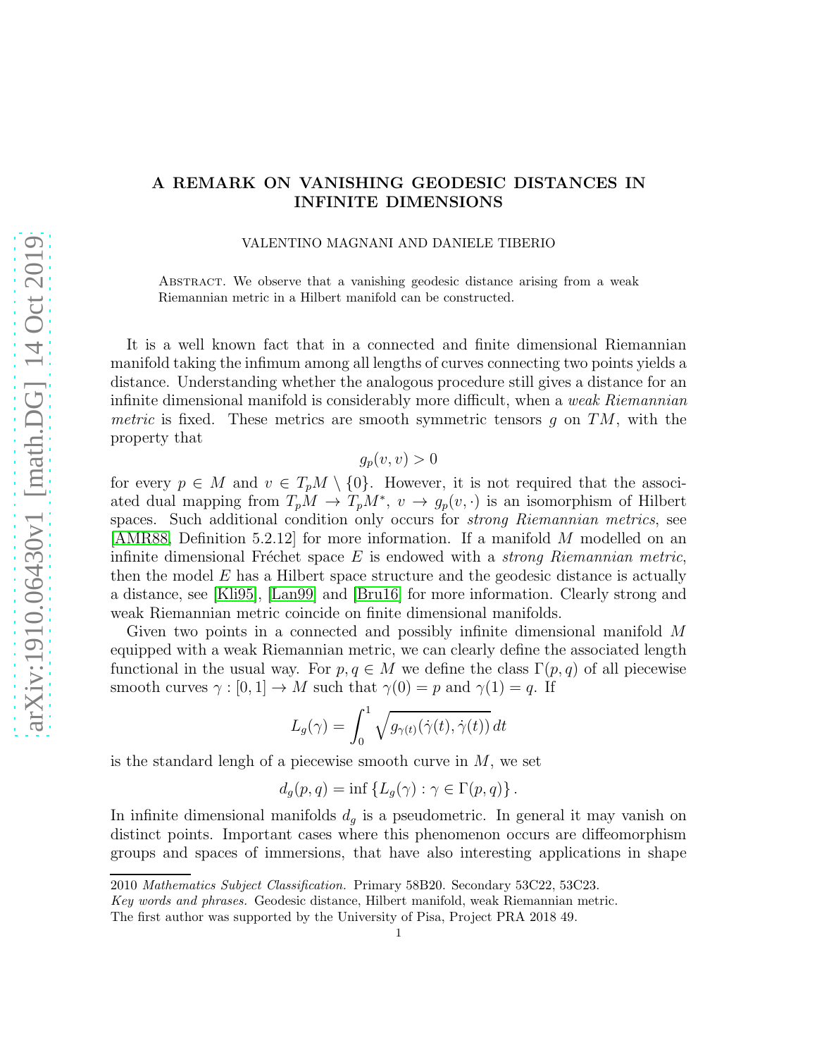# A REMARK ON VANISHING GEODESIC DISTANCES IN INFINITE DIMENSIONS

VALENTINO MAGNANI AND DANIELE TIBERIO

Abstract. We observe that a vanishing geodesic distance arising from a weak Riemannian metric in a Hilbert manifold can be constructed.

It is a well known fact that in a connected and finite dimensional Riemannian manifold taking the infimum among all lengths of curves connecting two points yields a distance. Understanding whether the analogous procedure still gives a distance for an infinite dimensional manifold is considerably more difficult, when a *weak Riemannian metric* is fixed. These metrics are smooth symmetric tensors $g$ on $TM$, with the property that

$$g_p(v, v) > 0$$

for every $p \in M$ and $v \in T_pM \setminus \{0\}$. However, it is not required that the associated dual mapping from $T_pM \to T_pM^*$, $v \to g_p(v, \cdot)$ is an isomorphism of Hilbert spaces. Such additional condition only occurs for *strong Riemannian metrics*, see [AMR88, Definition 5.2.12] for more information. If a manifold $M$ modelled on an infinite dimensional Fréchet space $E$ is endowed with a *strong Riemannian metric*, then the model $E$ has a Hilbert space structure and the geodesic distance is actually a distance, see [Kli95], [Lan99] and [Bru16] for more information. Clearly strong and weak Riemannian metric coincide on finite dimensional manifolds.

Given two points in a connected and possibly infinite dimensional manifold $M$ equipped with a weak Riemannian metric, we can clearly define the associated length functional in the usual way. For $p, q \in M$ we define the class $\Gamma(p, q)$ of all piecewise smooth curves $\gamma : [0, 1] \to M$ such that $\gamma(0) = p$ and $\gamma(1) = q$. If

$$L_g(\gamma) = \int_0^1 \sqrt{g_{\gamma(t)}(\dot\gamma(t), \dot\gamma(t))}\, dt$$

is the standard lengh of a piecewise smooth curve in $M$, we set

$$d_g(p, q) = \inf \{ L_g(\gamma) : \gamma \in \Gamma(p, q) \}.$$

In infinite dimensional manifolds $d_g$ is a pseudometric. In general it may vanish on distinct points. Important cases where this phenomenon occurs are diffeomorphism groups and spaces of immersions, that have also interesting applications in shape

2010 *Mathematics Subject Classification.* Primary 58B20. Secondary 53C22, 53C23.

*Key words and phrases.* Geodesic distance, Hilbert manifold, weak Riemannian metric.

The first author was supported by the University of Pisa, Project PRA 2018 49.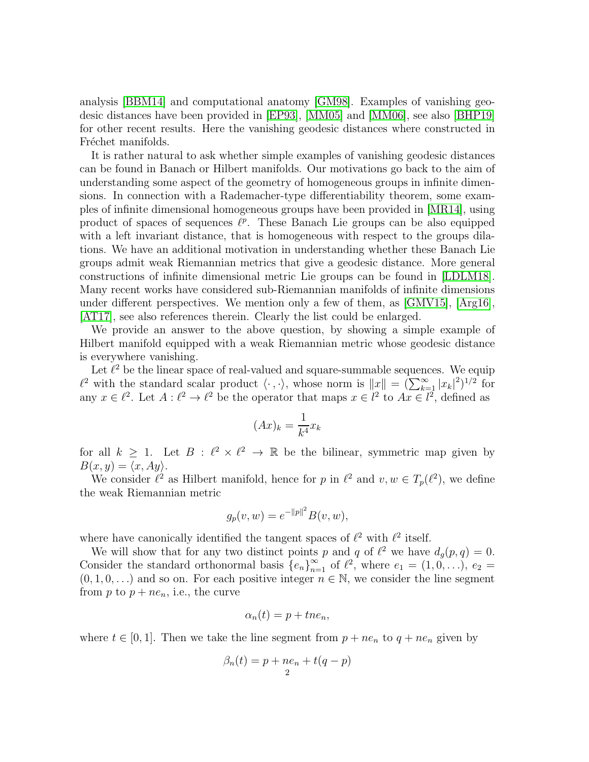analysis [BBM14] and computational anatomy [GM98]. Examples of vanishing geodesic distances have been provided in [EP93], [MM05] and [MM06], see also [BHP19] for other recent results. Here the vanishing geodesic distances where constructed in Fréchet manifolds.

It is rather natural to ask whether simple examples of vanishing geodesic distances can be found in Banach or Hilbert manifolds. Our motivations go back to the aim of understanding some aspect of the geometry of homogeneous groups in infinite dimensions. In connection with a Rademacher-type differentiability theorem, some examples of infinite dimensional homogeneous groups have been provided in [MR14], using product of spaces of sequences $\ell^p$. These Banach Lie groups can be also equipped with a left invariant distance, that is homogeneous with respect to the groups dilations. We have an additional motivation in understanding whether these Banach Lie groups admit weak Riemannian metrics that give a geodesic distance. More general constructions of infinite dimensional metric Lie groups can be found in [LDLM18]. Many recent works have considered sub-Riemannian manifolds of infinite dimensions under different perspectives. We mention only a few of them, as [GMV15], [Arg16], [AT17], see also references therein. Clearly the list could be enlarged.

We provide an answer to the above question, by showing a simple example of Hilbert manifold equipped with a weak Riemannian metric whose geodesic distance is everywhere vanishing.

Let $\ell^2$ be the linear space of real-valued and square-summable sequences. We equip $\ell^2$ with the standard scalar product $\langle\cdot,\cdot\rangle$, whose norm is $\|x\| = (\sum_{k=1}^{\infty}|x_k|^2)^{1/2}$ for any $x \in \ell^2$. Let $A : \ell^2 \to \ell^2$ be the operator that maps $x \in l^2$ to $Ax \in l^2$, defined as

$$(Ax)_k = \frac{1}{k^4}x_k$$

for all $k \geq 1$. Let $B : \ell^2 \times \ell^2 \to \mathbb{R}$ be the bilinear, symmetric map given by $B(x, y) = \langle x, Ay\rangle$.

We consider $\ell^2$ as Hilbert manifold, hence for $p$ in $\ell^2$ and $v, w \in T_p(\ell^2)$, we define the weak Riemannian metric

$$g_p(v, w) = e^{-\|p\|^2}B(v, w),$$

where have canonically identified the tangent spaces of $\ell^2$ with $\ell^2$ itself.

We will show that for any two distinct points $p$ and $q$ of $\ell^2$ we have $d_g(p, q) = 0$. Consider the standard orthonormal basis $\{e_n\}_{n=1}^{\infty}$ of $\ell^2$, where $e_1 = (1, 0, \ldots)$, $e_2 = (0, 1, 0, \ldots)$ and so on. For each positive integer $n \in \mathbb{N}$, we consider the line segment from $p$ to $p + ne_n$, i.e., the curve

$$\alpha_n(t) = p + tne_n,$$

where $t \in [0, 1]$. Then we take the line segment from $p + ne_n$ to $q + ne_n$ given by

$$\beta_n(t) = p + ne_n + t(q - p)$$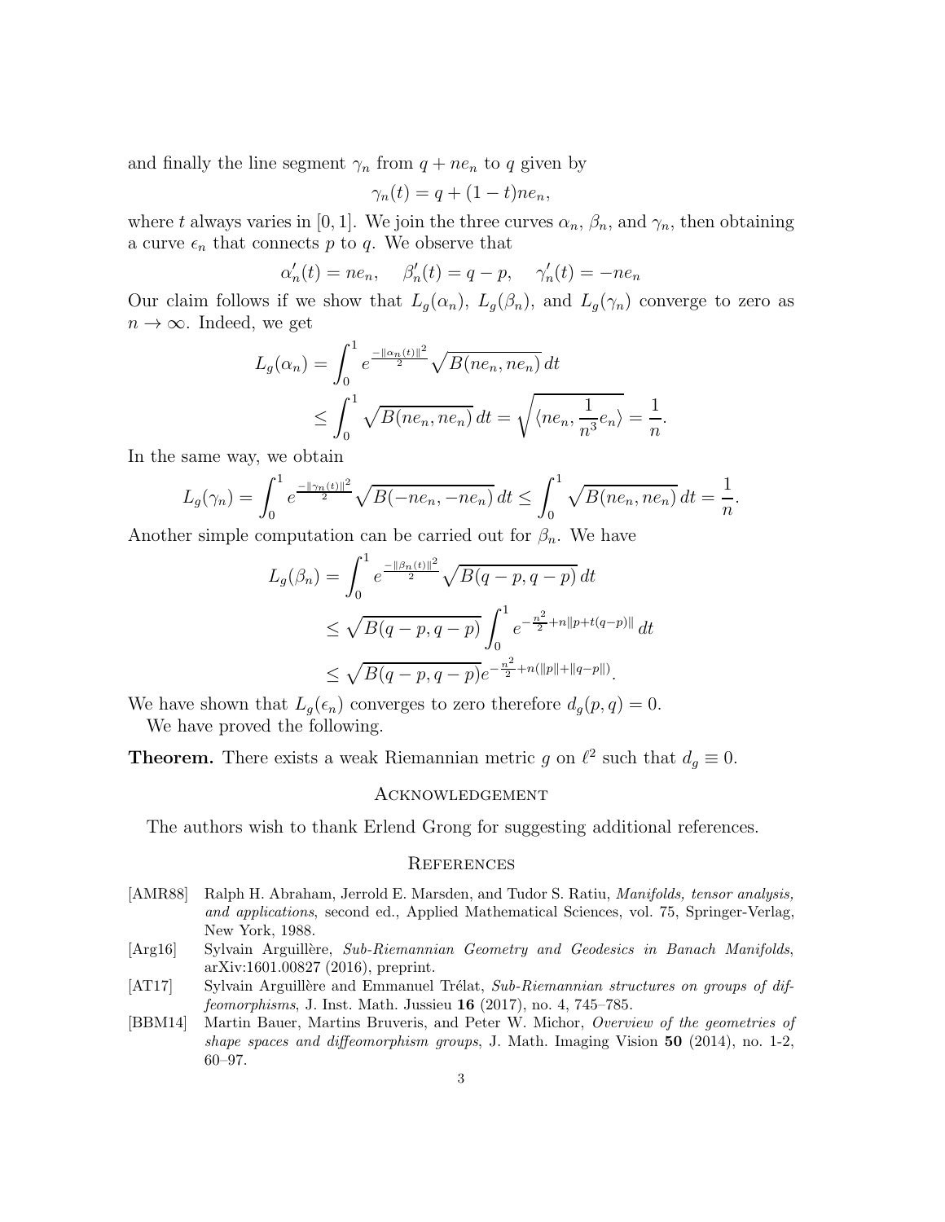and finally the line segment $\gamma_n$ from $q + ne_n$ to $q$ given by

$$\gamma_n(t) = q + (1-t)ne_n,$$

where $t$ always varies in $[0,1]$. We join the three curves $\alpha_n$, $\beta_n$, and $\gamma_n$, then obtaining a curve $\epsilon_n$ that connects $p$ to $q$. We observe that

$$\alpha_n'(t) = ne_n, \quad \beta_n'(t) = q - p, \quad \gamma_n'(t) = -ne_n$$

Our claim follows if we show that $L_g(\alpha_n)$, $L_g(\beta_n)$, and $L_g(\gamma_n)$ converge to zero as $n \to \infty$. Indeed, we get

$$\begin{aligned}
L_g(\alpha_n) &= \int_0^1 e^{\frac{-\|\alpha_n(t)\|^2}{2}} \sqrt{B(ne_n, ne_n)}\, dt \\
&\leq \int_0^1 \sqrt{B(ne_n, ne_n)}\, dt = \sqrt{\langle ne_n, \frac{1}{n^3} e_n \rangle} = \frac{1}{n}.
\end{aligned}$$

In the same way, we obtain

$$L_g(\gamma_n) = \int_0^1 e^{\frac{-\|\gamma_n(t)\|^2}{2}} \sqrt{B(-ne_n, -ne_n)}\, dt \leq \int_0^1 \sqrt{B(ne_n, ne_n)}\, dt = \frac{1}{n}.$$

Another simple computation can be carried out for $\beta_n$. We have

$$\begin{aligned}
L_g(\beta_n) &= \int_0^1 e^{\frac{-\|\beta_n(t)\|^2}{2}} \sqrt{B(q-p, q-p)}\, dt \\
&\leq \sqrt{B(q-p, q-p)} \int_0^1 e^{-\frac{n^2}{2} + n\|p + t(q-p)\|}\, dt \\
&\leq \sqrt{B(q-p, q-p)} e^{-\frac{n^2}{2} + n(\|p\| + \|q-p\|)}.
\end{aligned}$$

We have shown that $L_g(\epsilon_n)$ converges to zero therefore $d_g(p,q) = 0$.

We have proved the following.

**Theorem.** There exists a weak Riemannian metric $g$ on $\ell^2$ such that $d_g \equiv 0$.

## Acknowledgement

The authors wish to thank Erlend Grong for suggesting additional references.

## References

[AMR88] Ralph H. Abraham, Jerrold E. Marsden, and Tudor S. Ratiu, *Manifolds, tensor analysis, and applications*, second ed., Applied Mathematical Sciences, vol. 75, Springer-Verlag, New York, 1988.

[Arg16] Sylvain Arguillère, *Sub-Riemannian Geometry and Geodesics in Banach Manifolds*, arXiv:1601.00827 (2016), preprint.

[AT17] Sylvain Arguillère and Emmanuel Trélat, *Sub-Riemannian structures on groups of diffeomorphisms*, J. Inst. Math. Jussieu **16** (2017), no. 4, 745–785.

[BBM14] Martin Bauer, Martins Bruveris, and Peter W. Michor, *Overview of the geometries of shape spaces and diffeomorphism groups*, J. Math. Imaging Vision **50** (2014), no. 1-2, 60–97.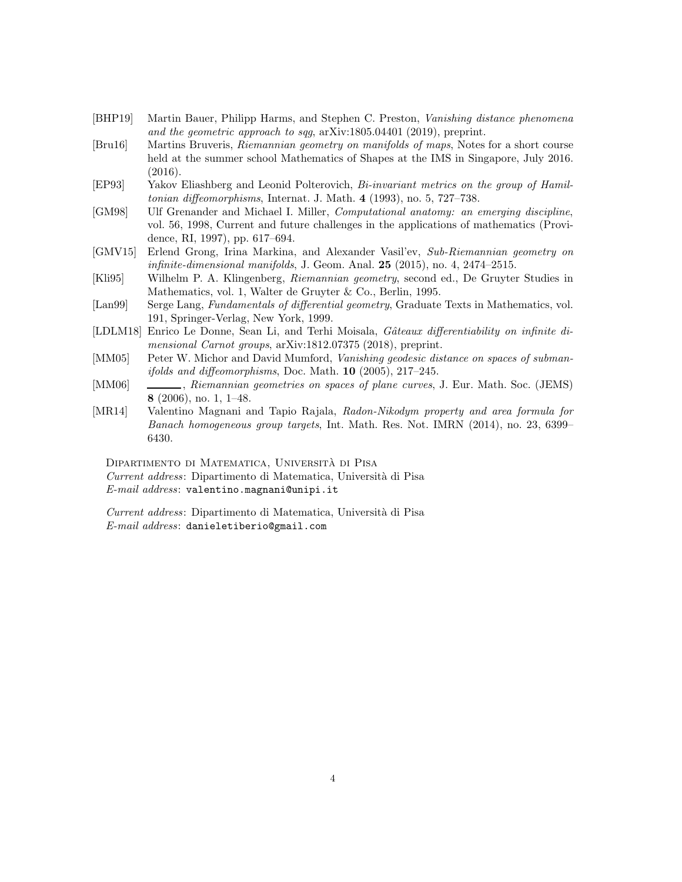- [BHP19] Martin Bauer, Philipp Harms, and Stephen C. Preston, *Vanishing distance phenomena and the geometric approach to sqg*, arXiv:1805.04401 (2019), preprint.
- [Bru16] Martins Bruveris, *Riemannian geometry on manifolds of maps*, Notes for a short course held at the summer school Mathematics of Shapes at the IMS in Singapore, July 2016. (2016).
- [EP93] Yakov Eliashberg and Leonid Polterovich, *Bi-invariant metrics on the group of Hamiltonian diffeomorphisms*, Internat. J. Math. **4** (1993), no. 5, 727–738.
- [GM98] Ulf Grenander and Michael I. Miller, *Computational anatomy: an emerging discipline*, vol. 56, 1998, Current and future challenges in the applications of mathematics (Providence, RI, 1997), pp. 617–694.
- [GMV15] Erlend Grong, Irina Markina, and Alexander Vasil'ev, *Sub-Riemannian geometry on infinite-dimensional manifolds*, J. Geom. Anal. **25** (2015), no. 4, 2474–2515.
- [Kli95] Wilhelm P. A. Klingenberg, *Riemannian geometry*, second ed., De Gruyter Studies in Mathematics, vol. 1, Walter de Gruyter & Co., Berlin, 1995.
- [Lan99] Serge Lang, *Fundamentals of differential geometry*, Graduate Texts in Mathematics, vol. 191, Springer-Verlag, New York, 1999.
- [LDLM18] Enrico Le Donne, Sean Li, and Terhi Moisala, *Gâteaux differentiability on infinite dimensional Carnot groups*, arXiv:1812.07375 (2018), preprint.
- [MM05] Peter W. Michor and David Mumford, *Vanishing geodesic distance on spaces of submanifolds and diffeomorphisms*, Doc. Math. **10** (2005), 217–245.
- [MM06] ______, *Riemannian geometries on spaces of plane curves*, J. Eur. Math. Soc. (JEMS) **8** (2006), no. 1, 1–48.
- [MR14] Valentino Magnani and Tapio Rajala, *Radon-Nikodym property and area formula for Banach homogeneous group targets*, Int. Math. Res. Not. IMRN (2014), no. 23, 6399–6430.

Dipartimento di Matematica, Università di Pisa
*Current address*: Dipartimento di Matematica, Università di Pisa
*E-mail address*: valentino.magnani@unipi.it

*Current address*: Dipartimento di Matematica, Università di Pisa
*E-mail address*: danieletiberio@gmail.com